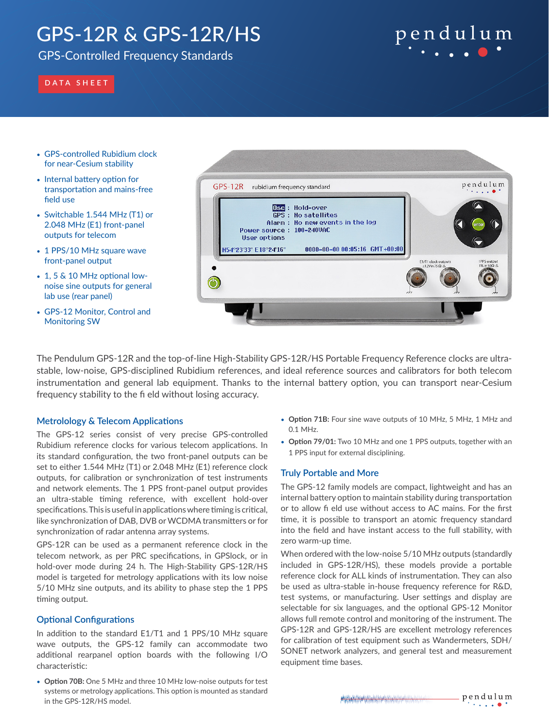# GPS-12R & GPS-12R/HS

GPS-Controlled Frequency Standards

DATA SHEET

- GPS-controlled Rubidium clock for near-Cesium stability
- Internal battery option for transportation and mains-free field use
- Switchable 1.544 MHz (T1) or 2.048 MHz (E1) front-panel outputs for telecom
- 1 PPS/10 MHz square wave front-panel output
- 1, 5 & 10 MHz optional low-noise sine outputs for general lab use (rear panel)
- GPS-12 Monitor, Control and Monitoring SW

The Pendulum GPS-12R and the top-of-line High-Stability GPS-12R/HS Portable Frequency Reference clocks are ultra-stable, low-noise, GPS-disciplined Rubidium references, and ideal reference sources and calibrators for both telecom instrumentation and general lab equipment. Thanks to the internal battery option, you can transport near-Cesium frequency stability to the fi eld without losing accuracy.

## Metrology & Telecom Applications

The GPS-12 series consist of very precise GPS-controlled Rubidium reference clocks for various telecom applications. In its standard configuration, the two front-panel outputs can be set to either 1.544 MHz (T1) or 2.048 MHz (E1) reference clock outputs, for calibration or synchronization of test instruments and network elements. The 1 PPS front-panel output provides an ultra-stable timing reference, with excellent hold-over specifications. This is useful in applications where timing is critical, like synchronization of DAB, DVB or WCDMA transmitters or for synchronization of radar antenna array systems.

GPS-12R can be used as a permanent reference clock in the telecom network, as per PRC specifications, in GPSlock, or in hold-over mode during 24 h. The High-Stability GPS-12R/HS model is targeted for metrology applications with its low noise 5/10 MHz sine outputs, and its ability to phase step the 1 PPS timing output.

## Optional Configurations

In addition to the standard E1/T1 and 1 PPS/10 MHz square wave outputs, the GPS-12 family can accommodate two additional rearpanel option boards with the following I/O characteristic:

- **Option 70B:** One 5 MHz and three 10 MHz low-noise outputs for test systems or metrology applications. This option is mounted as standard in the GPS-12R/HS model.
- **Option 71B:** Four sine wave outputs of 10 MHz, 5 MHz, 1 MHz and 0.1 MHz.
- **Option 79/01:** Two 10 MHz and one 1 PPS outputs, together with an 1 PPS input for external disciplining.

## Truly Portable and More

The GPS-12 family models are compact, lightweight and has an internal battery option to maintain stability during transportation or to allow fi eld use without access to AC mains. For the first time, it is possible to transport an atomic frequency standard into the field and have instant access to the full stability, with zero warm-up time.

When ordered with the low-noise 5/10 MHz outputs (standardly included in GPS-12R/HS), these models provide a portable reference clock for ALL kinds of instrumentation. They can also be used as ultra-stable in-house frequency reference for R&D, test systems, or manufacturing. User settings and display are selectable for six languages, and the optional GPS-12 Monitor allows full remote control and monitoring of the instrument. The GPS-12R and GPS-12R/HS are excellent metrology references for calibration of test equipment such as Wandermeters, SDH/SONET network analyzers, and general test and measurement equipment time bases.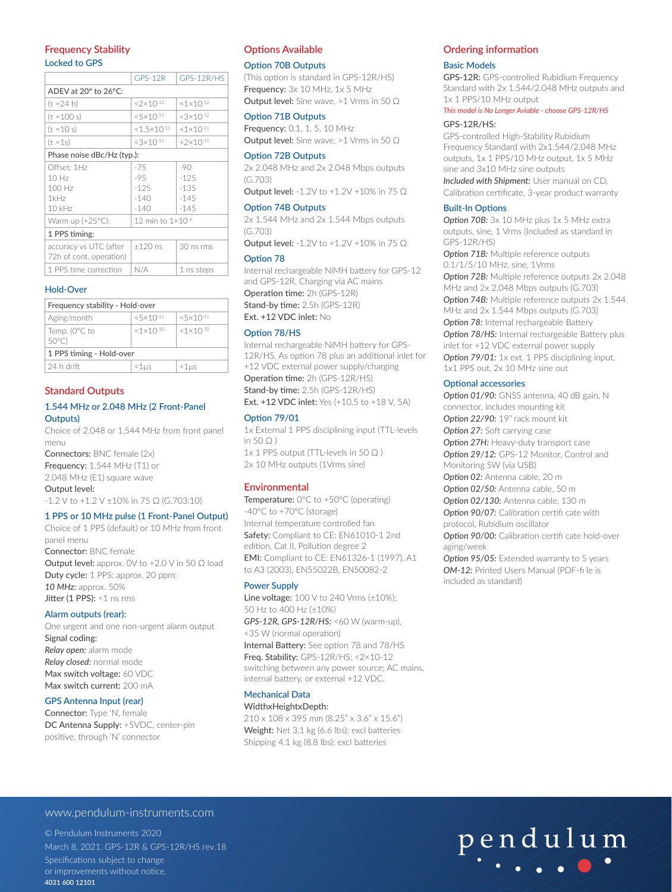## Frequency Stability

### Locked to GPS

| | GPS-12R | GPS-12R/HS |
|---|---|---|
| ADEV at 20° to 26°C: | | |
| (τ =24 h) | $<2\times10^{-12}$ | $<1\times10^{-12}$ |
| (τ =100 s) | $<5\times10^{-12}$ | $<3\times10^{-12}$ |
| (τ =10 s) | $<1.5\times10^{-11}$ | $<1\times10^{-11}$ |
| (τ =1s) | $<3\times10^{-11}$ | $<2\times10^{-11}$ |
| Phase noise dBc/Hz (typ.): | | |
| Offset: 1Hz<br>10 Hz<br>100 Hz<br>1kHz<br>10 kHz | -75<br>-95<br>-125<br>-140<br>-140 | -90<br>-125<br>-135<br>-145<br>-145 |
| Warm up (+25°C): | 12 min to $1\times10^{-9}$ | |
| 1 PPS timing: | | |
| accuracy vs UTC (after 72h of cont. operation) | ±120 ns | 30 ns rms |
| 1 PPS time correction | N/A | 1 ns steps |

### Hold-Over

| | | |
|---|---|---|
| Frequency stability - Hold-over | | |
| Aging/month | $<5\times10^{-11}$ | $<5\times10^{-11}$ |
| Temp. (0°C to 50°C) | $<1\times10^{-10}$ | $<1\times10^{-10}$ |
| 1 PPS timing - Hold-over | | |
| 24 h drift | <1µs | <1µs |

## Standard Outputs

### 1.544 MHz or 2.048 MHz (2 Front-Panel Outputs)

Choice of 2.048 or 1.544 MHz from front panel menu

**Connectors:** BNC female (2x)

**Frequency:** 1.544 MHz (T1) or 2.048 MHz (E1) square wave

**Output level:**

-1.2 V to +1.2 V ±10% in 75 Ω (G.703:10)

### 1 PPS or 10 MHz pulse (1 Front-Panel Output)

Choice of 1 PPS (default) or 10 MHz from front panel menu

**Connector:** BNC female

**Output level:** approx. 0V to +2.0 V in 50 Ω load

**Duty cycle:** 1 PPS: approx. 20 ppm;

***10 MHz:*** approx. 50%

**Jitter (1 PPS):** <1 ns rms

### Alarm outputs (rear):

One urgent and one non-urgent alarm output

**Signal coding:**

***Relay open:*** alarm mode

***Relay closed:*** normal mode

**Max switch voltage:** 60 VDC

**Max switch current:** 200 mA

### GPS Antenna Input (rear)

**Connector:** Type 'N', female

**DC Antenna Supply:** +5VDC, center-pin positive, through 'N' connector

## Options Available

### Option 70B Outputs

(This option is standard in GPS-12R/HS)

**Frequency:** 3x 10 MHz, 1x 5 MHz

**Output level:** Sine wave, >1 Vrms in 50 Ω

### Option 71B Outputs

**Frequency:** 0.1, 1, 5, 10 MHz

**Output level:** Sine wave, >1 Vrms in 50 Ω

### Option 72B Outputs

2x 2.048 MHz and 2x 2.048 Mbps outputs (G.703)

**Output level:** -1.2V to +1.2V +10% in 75 Ω

### Option 74B Outputs

2x 1.544 MHz and 2x 1.544 Mbps outputs (G.703)

**Output level:** -1.2V to +1.2V +10% in 75 Ω

### Option 78

Internal rechargeable NiMH battery for GPS-12 and GPS-12R. Charging via AC mains

**Operation time:** 2h (GPS-12R)

**Stand-by time:** 2.5h (GPS-12R)

**Ext. +12 VDC inlet:** No

### Option 78/HS

Internal rechargeable NiMH battery for GPS-12R/HS. As option 78 plus an additional inlet for +12 VDC external power supply/charging

**Operation time:** 2h (GPS-12R/HS)

**Stand-by time:** 2.5h (GPS-12R/HS)

**Ext. +12 VDC inlet:** Yes (+10.5 to +18 V, 5A)

### Option 79/01

1x External 1 PPS disciplining input (TTL-levels in 50 Ω )

1x 1 PPS output (TTL-levels in 50 Ω )

2x 10 MHz outputs (1Vrms sine)

## Environmental

**Temperature:** 0°C to +50°C (operating)

-40°C to +70°C (storage)

Internal temperature controlled fan

**Safety:** Compliant to CE: EN61010-1 2nd edition, Cat II, Pollution degree 2

**EMI:** Compliant to CE: EN61326-1 (1997), A1 to A3 (2003), EN55022B, EN50082-2

### Power Supply

**Line voltage:** 100 V to 240 Vrms (±10%); 50 Hz to 400 Hz (±10%)

***GPS-12R, GPS-12R/HS:*** <60 W (warm-up), <35 W (normal operation)

**Internal Battery:** See option 78 and 78/HS

**Freq. Stability:** GPS-12R/HS: <2×10-12 switching between any power source; AC mains, internal battery, or external +12 VDC.

### Mechanical Data

**WidthxHeightxDepth:**

210 x 108 x 395 mm (8.25" x 3.6" x 15.6")

**Weight:** Net 3,1 kg (6.6 lbs); excl batteries

Shipping 4.1 kg (8.8 lbs); excl batteries

## Ordering information

### Basic Models

**GPS-12R:** GPS-controlled Rubidium Frequency Standard with 2x 1.544/2.048 MHz outputs and 1x 1 PPS/10 MHz output

*This model is No Longer Avaible - choose GPS-12R/HS*

**GPS-12R/HS:**

GPS-controlled High-Stability Rubidium Frequency Standard with 2x1.544/2.048 MHz outputs, 1x 1 PPS/10 MHz output, 1x 5 MHz sine and 3x10 MHz sine outputs

***Included with Shipment:*** User manual on CD, Calibration certificate, 3-year product warranty

### Built-In Options

***Option 70B:*** 3x 10 MHz plus 1x 5 MHz extra outputs, sine, 1 Vrms (Included as standard in GPS-12R/HS)

***Option 71B:*** Multiple reference outputs 0.1/1/5/10 MHz, sine, 1Vrms

***Option 72B:*** Multiple reference outputs 2x 2.048 MHz and 2x 2.048 Mbps outputs (G.703)

***Option 74B:*** Multiple reference outputs 2x 1.544 MHz and 2x 1.544 Mbps outputs (G.703)

***Option 78:*** Internal rechargeable Battery

***Option 78/HS:*** Internal rechargeable Battery plus inlet for +12 VDC external power supply

***Option 79/01:*** 1x ext. 1 PPS disciplining input, 1x1 PPS out, 2x 10 MHz sine out

### Optional accessories

***Option 01/90:*** GNSS antenna, 40 dB gain, N connector, includes mounting kit

***Option 22/90:*** 19" rack mount kit

***Option 27:*** Soft carrying case

***Option 27H:*** Heavy-duty transport case

***Option 29/12:*** GPS-12 Monitor, Control and Monitoring SW (via USB)

***Option 02:*** Antenna cable, 20 m

***Option 02/50:*** Antenna cable, 50 m

***Option 02/130:*** Antenna cable, 130 m

***Option 90/07:*** Calibration certifi cate with protocol, Rubidium oscillator

***Option 90/00:*** Calibration certifi cate hold-over aging/week

***Option 95/05:*** Extended warranty to 5 years

***OM-12:*** Printed Users Manual (PDF-fi le is included as standard)

www.pendulum-instruments.com

© Pendulum Instruments 2020

March 8, 2021. GPS-12R & GPS-12R/HS rev.18

Specifications subject to change or improvements without notice.

**4031 600 12101**

pendulum